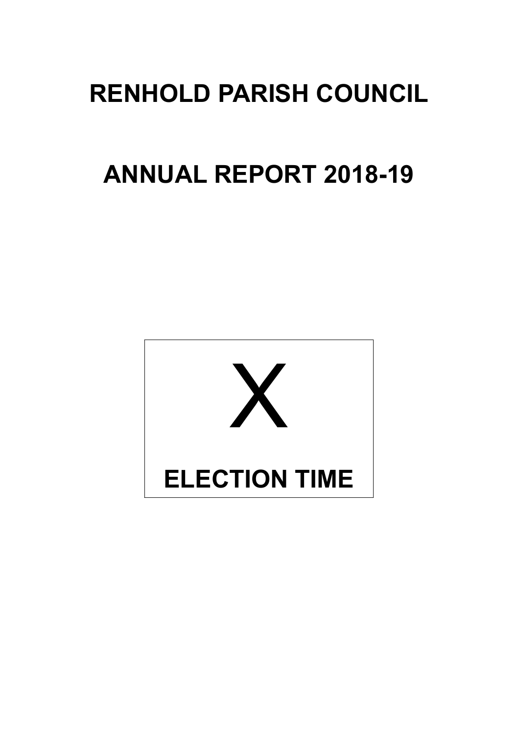# RENHOLD PARISH COUNCIL

# ANNUAL REPORT 2018-19

X

**ELECTION TIME**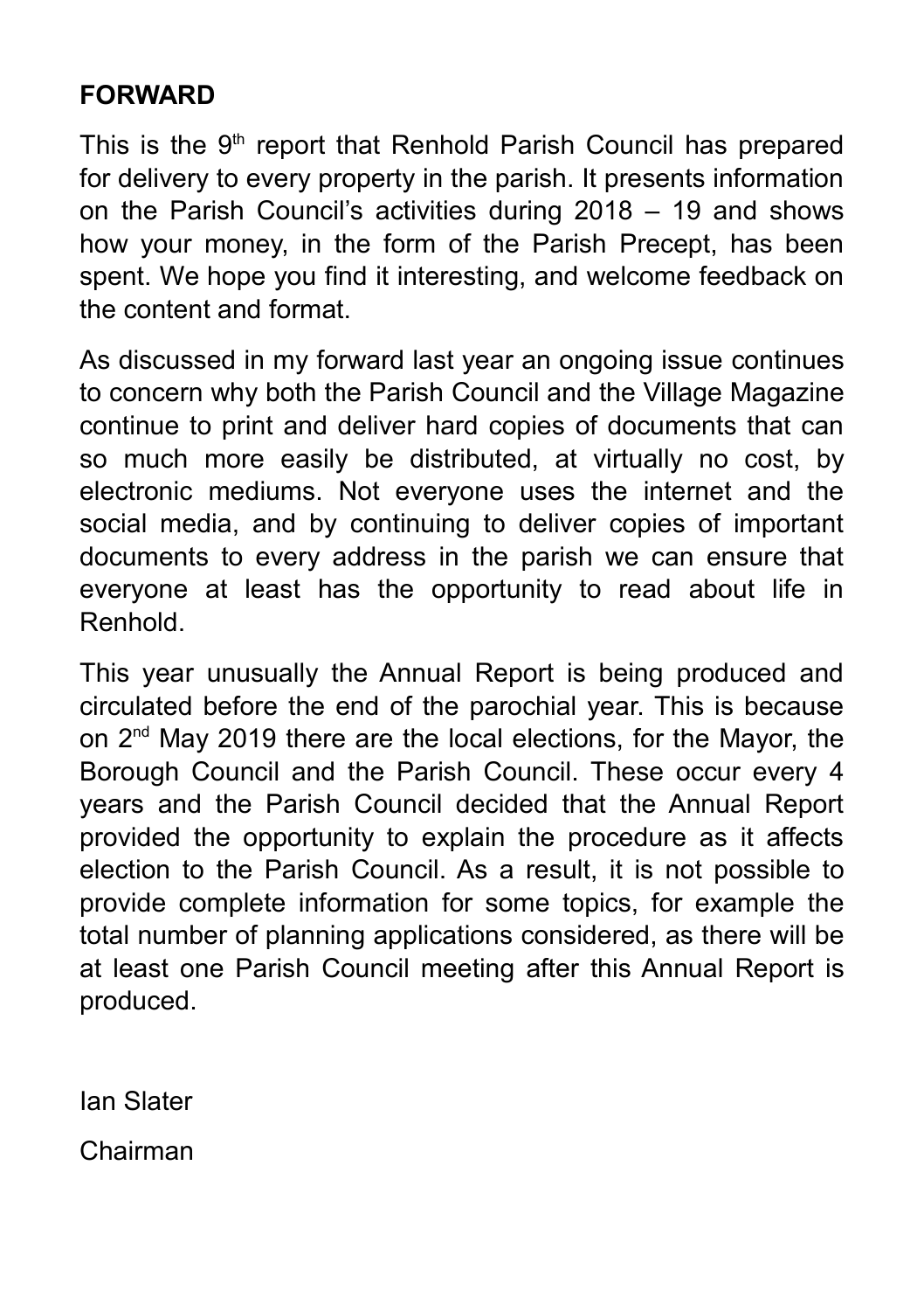## FORWARD

This is the 9th report that Renhold Parish Council has prepared for delivery to every property in the parish. It presents information on the Parish Council's activities during 2018 – 19 and shows how your money, in the form of the Parish Precept, has been spent. We hope you find it interesting, and welcome feedback on the content and format.

As discussed in my forward last year an ongoing issue continues to concern why both the Parish Council and the Village Magazine continue to print and deliver hard copies of documents that can so much more easily be distributed, at virtually no cost, by electronic mediums. Not everyone uses the internet and the social media, and by continuing to deliver copies of important documents to every address in the parish we can ensure that everyone at least has the opportunity to read about life in Renhold.

This year unusually the Annual Report is being produced and circulated before the end of the parochial year. This is because on 2nd May 2019 there are the local elections, for the Mayor, the Borough Council and the Parish Council. These occur every 4 years and the Parish Council decided that the Annual Report provided the opportunity to explain the procedure as it affects election to the Parish Council. As a result, it is not possible to provide complete information for some topics, for example the total number of planning applications considered, as there will be at least one Parish Council meeting after this Annual Report is produced.

Ian Slater

Chairman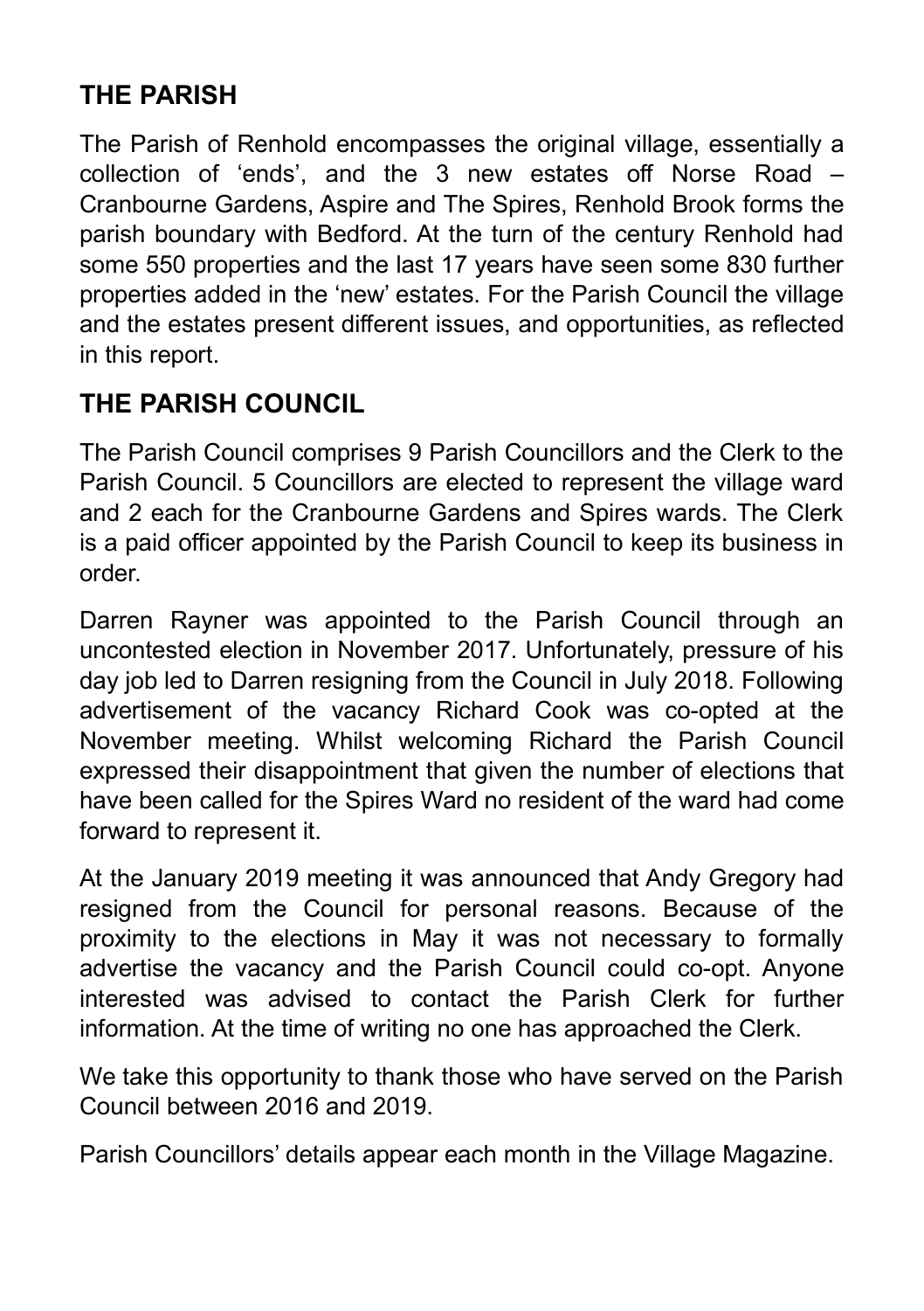## THE PARISH

The Parish of Renhold encompasses the original village, essentially a collection of 'ends', and the 3 new estates off Norse Road – Cranbourne Gardens, Aspire and The Spires, Renhold Brook forms the parish boundary with Bedford. At the turn of the century Renhold had some 550 properties and the last 17 years have seen some 830 further properties added in the 'new' estates. For the Parish Council the village and the estates present different issues, and opportunities, as reflected in this report.

## THE PARISH COUNCIL

The Parish Council comprises 9 Parish Councillors and the Clerk to the Parish Council. 5 Councillors are elected to represent the village ward and 2 each for the Cranbourne Gardens and Spires wards. The Clerk is a paid officer appointed by the Parish Council to keep its business in order.

Darren Rayner was appointed to the Parish Council through an uncontested election in November 2017. Unfortunately, pressure of his day job led to Darren resigning from the Council in July 2018. Following advertisement of the vacancy Richard Cook was co-opted at the November meeting. Whilst welcoming Richard the Parish Council expressed their disappointment that given the number of elections that have been called for the Spires Ward no resident of the ward had come forward to represent it.

At the January 2019 meeting it was announced that Andy Gregory had resigned from the Council for personal reasons. Because of the proximity to the elections in May it was not necessary to formally advertise the vacancy and the Parish Council could co-opt. Anyone interested was advised to contact the Parish Clerk for further information. At the time of writing no one has approached the Clerk.

We take this opportunity to thank those who have served on the Parish Council between 2016 and 2019.

Parish Councillors' details appear each month in the Village Magazine.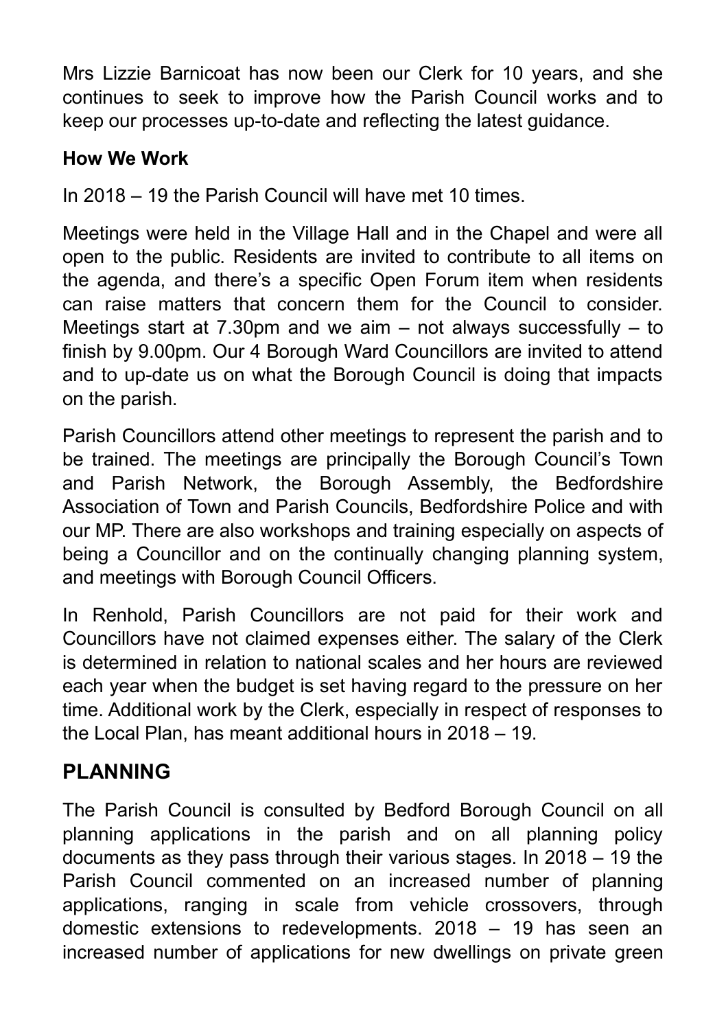Mrs Lizzie Barnicoat has now been our Clerk for 10 years, and she continues to seek to improve how the Parish Council works and to keep our processes up-to-date and reflecting the latest guidance.

### How We Work

In 2018 – 19 the Parish Council will have met 10 times.

Meetings were held in the Village Hall and in the Chapel and were all open to the public. Residents are invited to contribute to all items on the agenda, and there's a specific Open Forum item when residents can raise matters that concern them for the Council to consider. Meetings start at 7.30pm and we aim – not always successfully – to finish by 9.00pm. Our 4 Borough Ward Councillors are invited to attend and to up-date us on what the Borough Council is doing that impacts on the parish.

Parish Councillors attend other meetings to represent the parish and to be trained. The meetings are principally the Borough Council's Town and Parish Network, the Borough Assembly, the Bedfordshire Association of Town and Parish Councils, Bedfordshire Police and with our MP. There are also workshops and training especially on aspects of being a Councillor and on the continually changing planning system, and meetings with Borough Council Officers.

In Renhold, Parish Councillors are not paid for their work and Councillors have not claimed expenses either. The salary of the Clerk is determined in relation to national scales and her hours are reviewed each year when the budget is set having regard to the pressure on her time. Additional work by the Clerk, especially in respect of responses to the Local Plan, has meant additional hours in 2018 – 19.

## PLANNING

The Parish Council is consulted by Bedford Borough Council on all planning applications in the parish and on all planning policy documents as they pass through their various stages. In 2018 – 19 the Parish Council commented on an increased number of planning applications, ranging in scale from vehicle crossovers, through domestic extensions to redevelopments. 2018 – 19 has seen an increased number of applications for new dwellings on private green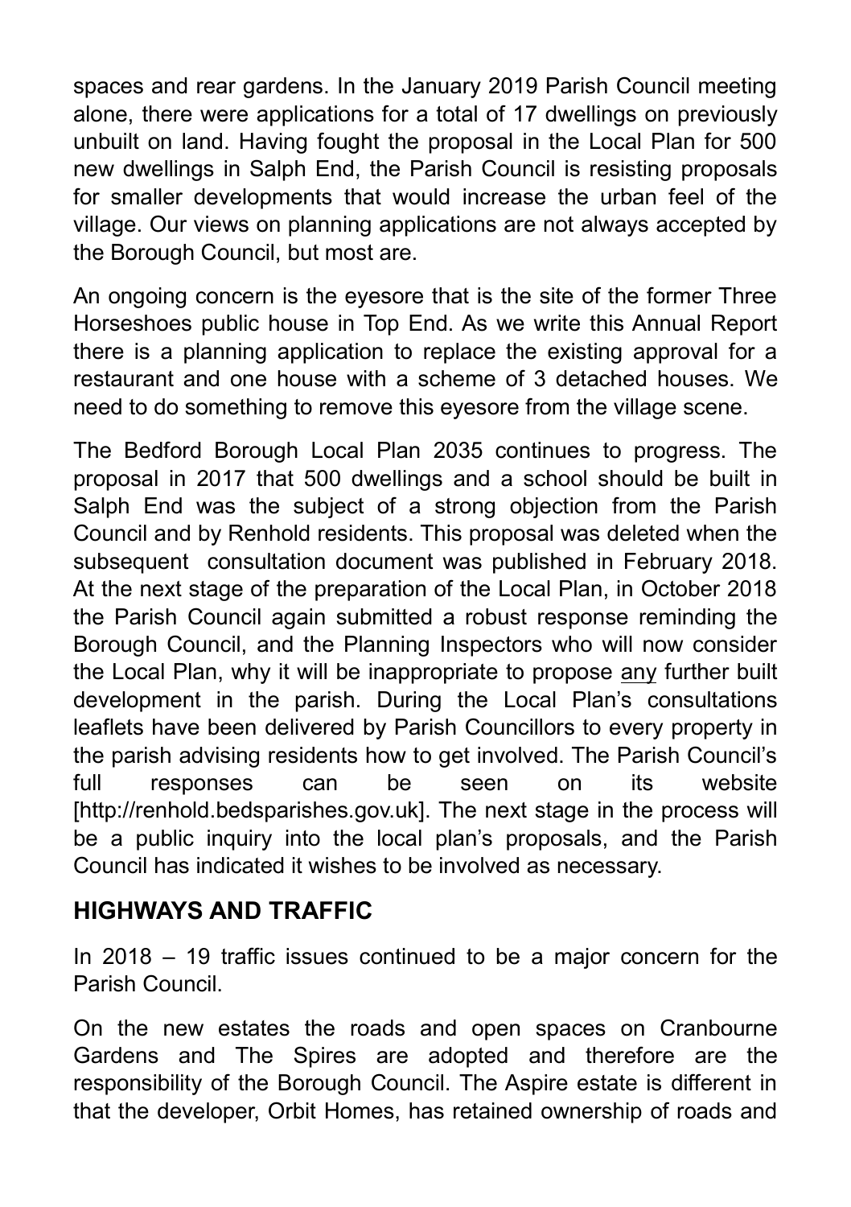spaces and rear gardens. In the January 2019 Parish Council meeting alone, there were applications for a total of 17 dwellings on previously unbuilt on land. Having fought the proposal in the Local Plan for 500 new dwellings in Salph End, the Parish Council is resisting proposals for smaller developments that would increase the urban feel of the village. Our views on planning applications are not always accepted by the Borough Council, but most are.

An ongoing concern is the eyesore that is the site of the former Three Horseshoes public house in Top End. As we write this Annual Report there is a planning application to replace the existing approval for a restaurant and one house with a scheme of 3 detached houses. We need to do something to remove this eyesore from the village scene.

The Bedford Borough Local Plan 2035 continues to progress. The proposal in 2017 that 500 dwellings and a school should be built in Salph End was the subject of a strong objection from the Parish Council and by Renhold residents. This proposal was deleted when the subsequent consultation document was published in February 2018. At the next stage of the preparation of the Local Plan, in October 2018 the Parish Council again submitted a robust response reminding the Borough Council, and the Planning Inspectors who will now consider the Local Plan, why it will be inappropriate to propose <u>any</u> further built development in the parish. During the Local Plan's consultations leaflets have been delivered by Parish Councillors to every property in the parish advising residents how to get involved. The Parish Council's full responses can be seen on its website [http://renhold.bedsparishes.gov.uk]. The next stage in the process will be a public inquiry into the local plan's proposals, and the Parish Council has indicated it wishes to be involved as necessary.

## HIGHWAYS AND TRAFFIC

In 2018 – 19 traffic issues continued to be a major concern for the Parish Council.

On the new estates the roads and open spaces on Cranbourne Gardens and The Spires are adopted and therefore are the responsibility of the Borough Council. The Aspire estate is different in that the developer, Orbit Homes, has retained ownership of roads and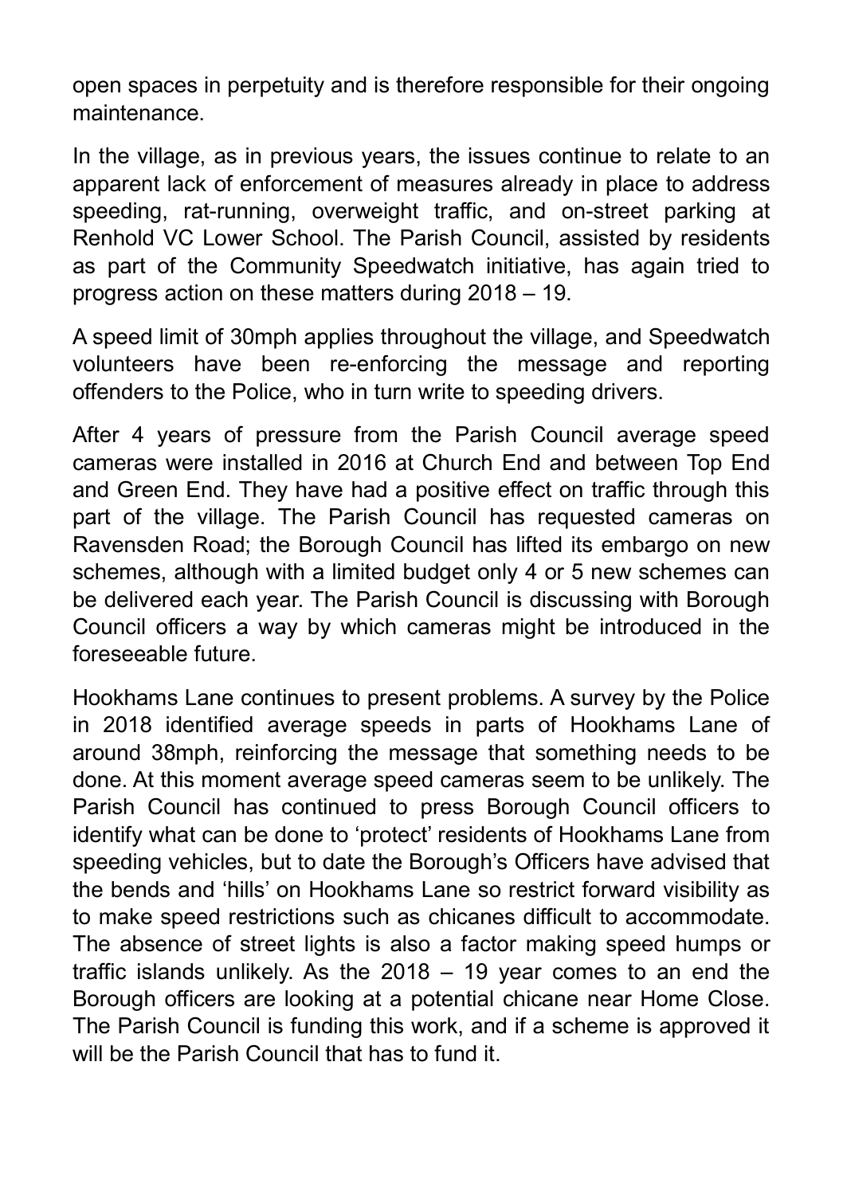open spaces in perpetuity and is therefore responsible for their ongoing maintenance.

In the village, as in previous years, the issues continue to relate to an apparent lack of enforcement of measures already in place to address speeding, rat-running, overweight traffic, and on-street parking at Renhold VC Lower School. The Parish Council, assisted by residents as part of the Community Speedwatch initiative, has again tried to progress action on these matters during 2018 – 19.

A speed limit of 30mph applies throughout the village, and Speedwatch volunteers have been re-enforcing the message and reporting offenders to the Police, who in turn write to speeding drivers.

After 4 years of pressure from the Parish Council average speed cameras were installed in 2016 at Church End and between Top End and Green End. They have had a positive effect on traffic through this part of the village. The Parish Council has requested cameras on Ravensden Road; the Borough Council has lifted its embargo on new schemes, although with a limited budget only 4 or 5 new schemes can be delivered each year. The Parish Council is discussing with Borough Council officers a way by which cameras might be introduced in the foreseeable future.

Hookhams Lane continues to present problems. A survey by the Police in 2018 identified average speeds in parts of Hookhams Lane of around 38mph, reinforcing the message that something needs to be done. At this moment average speed cameras seem to be unlikely. The Parish Council has continued to press Borough Council officers to identify what can be done to 'protect' residents of Hookhams Lane from speeding vehicles, but to date the Borough's Officers have advised that the bends and 'hills' on Hookhams Lane so restrict forward visibility as to make speed restrictions such as chicanes difficult to accommodate. The absence of street lights is also a factor making speed humps or traffic islands unlikely. As the 2018 – 19 year comes to an end the Borough officers are looking at a potential chicane near Home Close. The Parish Council is funding this work, and if a scheme is approved it will be the Parish Council that has to fund it.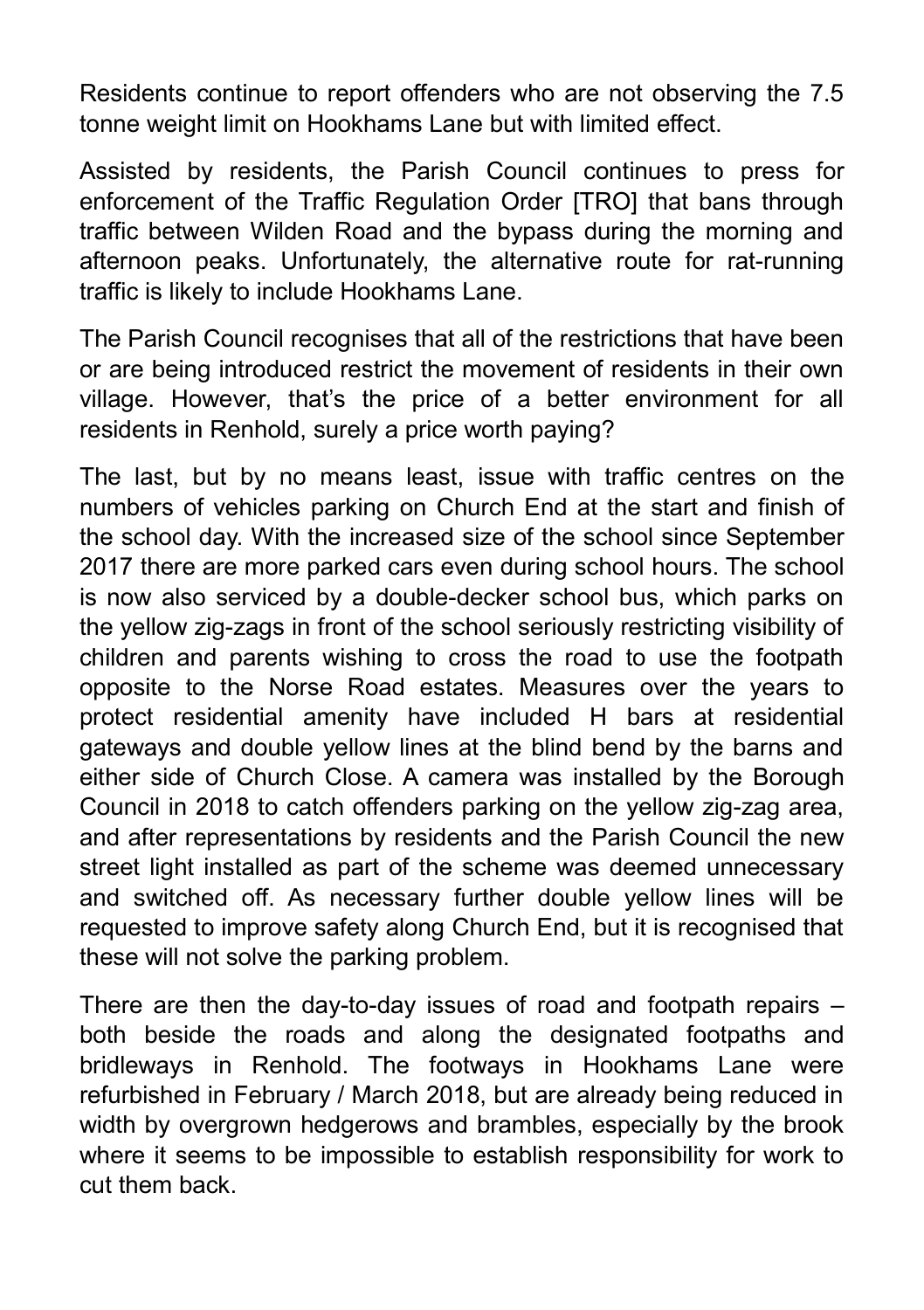Residents continue to report offenders who are not observing the 7.5 tonne weight limit on Hookhams Lane but with limited effect.

Assisted by residents, the Parish Council continues to press for enforcement of the Traffic Regulation Order [TRO] that bans through traffic between Wilden Road and the bypass during the morning and afternoon peaks. Unfortunately, the alternative route for rat-running traffic is likely to include Hookhams Lane.

The Parish Council recognises that all of the restrictions that have been or are being introduced restrict the movement of residents in their own village. However, that's the price of a better environment for all residents in Renhold, surely a price worth paying?

The last, but by no means least, issue with traffic centres on the numbers of vehicles parking on Church End at the start and finish of the school day. With the increased size of the school since September 2017 there are more parked cars even during school hours. The school is now also serviced by a double-decker school bus, which parks on the yellow zig-zags in front of the school seriously restricting visibility of children and parents wishing to cross the road to use the footpath opposite to the Norse Road estates. Measures over the years to protect residential amenity have included H bars at residential gateways and double yellow lines at the blind bend by the barns and either side of Church Close. A camera was installed by the Borough Council in 2018 to catch offenders parking on the yellow zig-zag area, and after representations by residents and the Parish Council the new street light installed as part of the scheme was deemed unnecessary and switched off. As necessary further double yellow lines will be requested to improve safety along Church End, but it is recognised that these will not solve the parking problem.

There are then the day-to-day issues of road and footpath repairs – both beside the roads and along the designated footpaths and bridleways in Renhold. The footways in Hookhams Lane were refurbished in February / March 2018, but are already being reduced in width by overgrown hedgerows and brambles, especially by the brook where it seems to be impossible to establish responsibility for work to cut them back.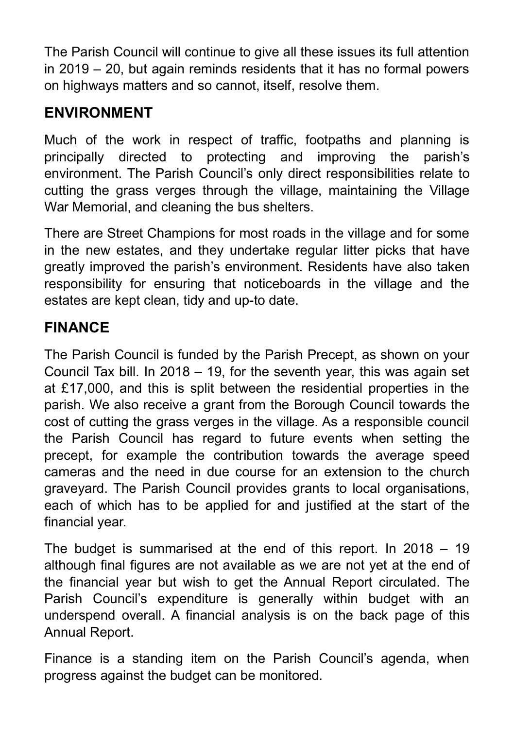The Parish Council will continue to give all these issues its full attention in 2019 – 20, but again reminds residents that it has no formal powers on highways matters and so cannot, itself, resolve them.

## ENVIRONMENT

Much of the work in respect of traffic, footpaths and planning is principally directed to protecting and improving the parish's environment. The Parish Council's only direct responsibilities relate to cutting the grass verges through the village, maintaining the Village War Memorial, and cleaning the bus shelters.

There are Street Champions for most roads in the village and for some in the new estates, and they undertake regular litter picks that have greatly improved the parish's environment. Residents have also taken responsibility for ensuring that noticeboards in the village and the estates are kept clean, tidy and up-to date.

## FINANCE

The Parish Council is funded by the Parish Precept, as shown on your Council Tax bill. In 2018 – 19, for the seventh year, this was again set at £17,000, and this is split between the residential properties in the parish. We also receive a grant from the Borough Council towards the cost of cutting the grass verges in the village. As a responsible council the Parish Council has regard to future events when setting the precept, for example the contribution towards the average speed cameras and the need in due course for an extension to the church graveyard. The Parish Council provides grants to local organisations, each of which has to be applied for and justified at the start of the financial year.

The budget is summarised at the end of this report. In 2018 – 19 although final figures are not available as we are not yet at the end of the financial year but wish to get the Annual Report circulated. The Parish Council's expenditure is generally within budget with an underspend overall. A financial analysis is on the back page of this Annual Report.

Finance is a standing item on the Parish Council's agenda, when progress against the budget can be monitored.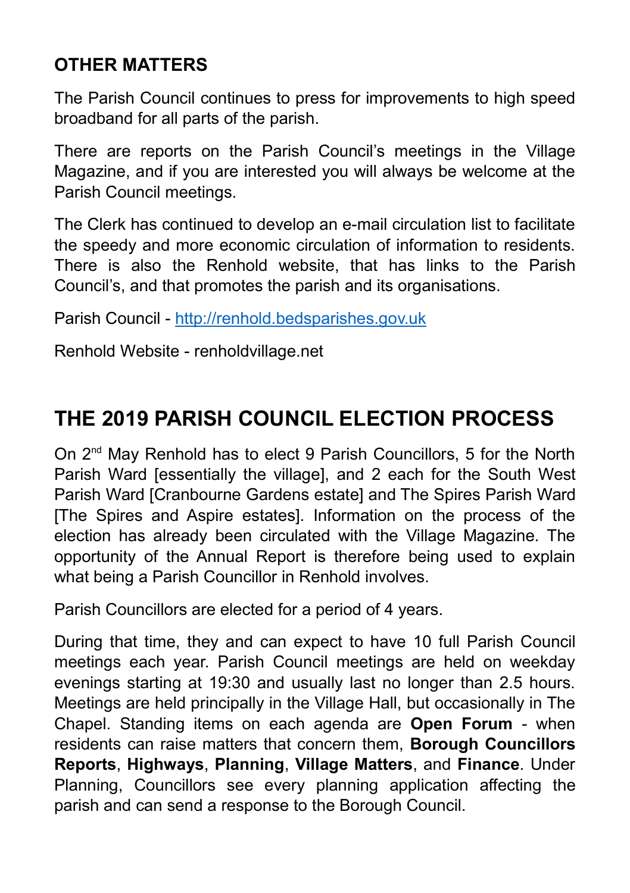## OTHER MATTERS

The Parish Council continues to press for improvements to high speed broadband for all parts of the parish.

There are reports on the Parish Council's meetings in the Village Magazine, and if you are interested you will always be welcome at the Parish Council meetings.

The Clerk has continued to develop an e-mail circulation list to facilitate the speedy and more economic circulation of information to residents. There is also the Renhold website, that has links to the Parish Council's, and that promotes the parish and its organisations.

Parish Council - http://renhold.bedsparishes.gov.uk

Renhold Website - renholdvillage.net

# THE 2019 PARISH COUNCIL ELECTION PROCESS

On 2nd May Renhold has to elect 9 Parish Councillors, 5 for the North Parish Ward [essentially the village], and 2 each for the South West Parish Ward [Cranbourne Gardens estate] and The Spires Parish Ward [The Spires and Aspire estates]. Information on the process of the election has already been circulated with the Village Magazine. The opportunity of the Annual Report is therefore being used to explain what being a Parish Councillor in Renhold involves.

Parish Councillors are elected for a period of 4 years.

During that time, they and can expect to have 10 full Parish Council meetings each year. Parish Council meetings are held on weekday evenings starting at 19:30 and usually last no longer than 2.5 hours. Meetings are held principally in the Village Hall, but occasionally in The Chapel. Standing items on each agenda are **Open Forum** - when residents can raise matters that concern them, **Borough Councillors Reports**, **Highways**, **Planning**, **Village Matters**, and **Finance**. Under Planning, Councillors see every planning application affecting the parish and can send a response to the Borough Council.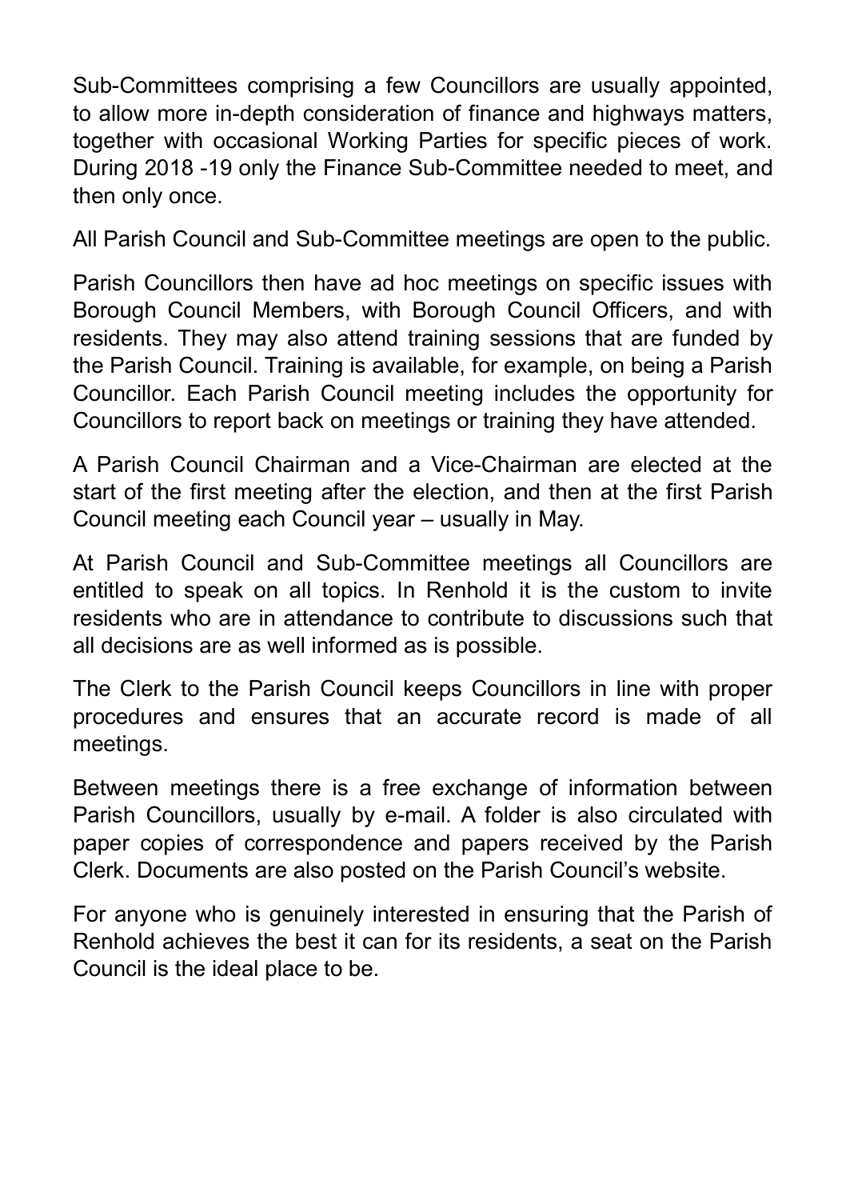Sub-Committees comprising a few Councillors are usually appointed, to allow more in-depth consideration of finance and highways matters, together with occasional Working Parties for specific pieces of work. During 2018 -19 only the Finance Sub-Committee needed to meet, and then only once.

All Parish Council and Sub-Committee meetings are open to the public.

Parish Councillors then have ad hoc meetings on specific issues with Borough Council Members, with Borough Council Officers, and with residents. They may also attend training sessions that are funded by the Parish Council. Training is available, for example, on being a Parish Councillor. Each Parish Council meeting includes the opportunity for Councillors to report back on meetings or training they have attended.

A Parish Council Chairman and a Vice-Chairman are elected at the start of the first meeting after the election, and then at the first Parish Council meeting each Council year – usually in May.

At Parish Council and Sub-Committee meetings all Councillors are entitled to speak on all topics. In Renhold it is the custom to invite residents who are in attendance to contribute to discussions such that all decisions are as well informed as is possible.

The Clerk to the Parish Council keeps Councillors in line with proper procedures and ensures that an accurate record is made of all meetings.

Between meetings there is a free exchange of information between Parish Councillors, usually by e-mail. A folder is also circulated with paper copies of correspondence and papers received by the Parish Clerk. Documents are also posted on the Parish Council's website.

For anyone who is genuinely interested in ensuring that the Parish of Renhold achieves the best it can for its residents, a seat on the Parish Council is the ideal place to be.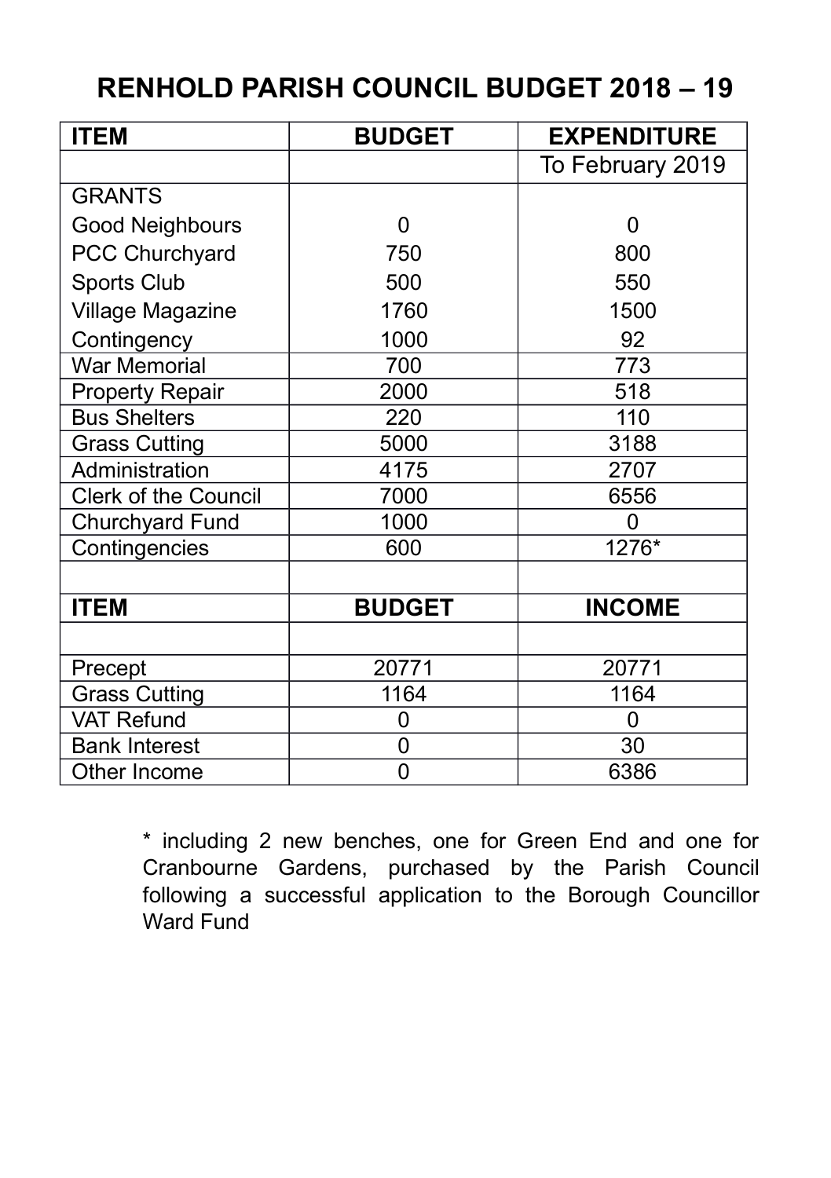# RENHOLD PARISH COUNCIL BUDGET 2018 – 19

| ITEM | BUDGET | EXPENDITURE |
|---|---|---|
| | | To February 2019 |
| GRANTS | | |
| Good Neighbours | 0 | 0 |
| PCC Churchyard | 750 | 800 |
| Sports Club | 500 | 550 |
| Village Magazine | 1760 | 1500 |
| Contingency | 1000 | 92 |
| War Memorial | 700 | 773 |
| Property Repair | 2000 | 518 |
| Bus Shelters | 220 | 110 |
| Grass Cutting | 5000 | 3188 |
| Administration | 4175 | 2707 |
| Clerk of the Council | 7000 | 6556 |
| Churchyard Fund | 1000 | 0 |
| Contingencies | 600 | 1276* |
| | | |
| **ITEM** | **BUDGET** | **INCOME** |
| | | |
| Precept | 20771 | 20771 |
| Grass Cutting | 1164 | 1164 |
| VAT Refund | 0 | 0 |
| Bank Interest | 0 | 30 |
| Other Income | 0 | 6386 |

* including 2 new benches, one for Green End and one for Cranbourne Gardens, purchased by the Parish Council following a successful application to the Borough Councillor Ward Fund